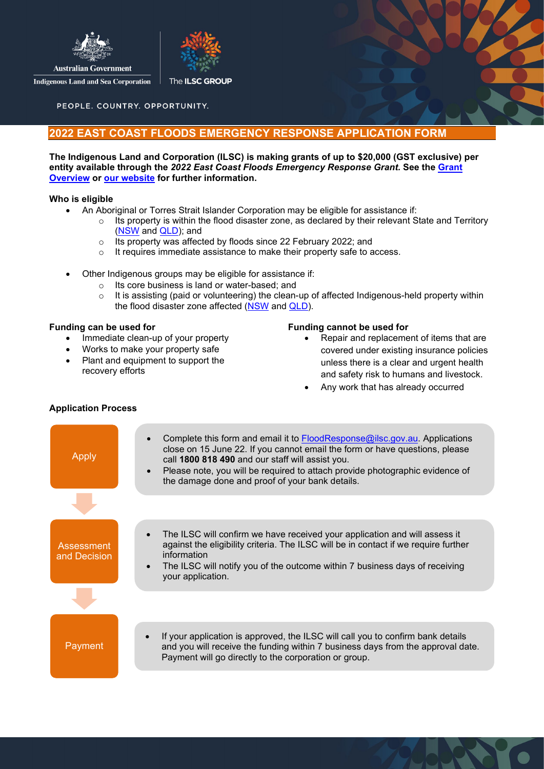Australian Government

Indigenous Land and Sea Corporation

The ILSC GROUP

PEOPLE. COUNTRY. OPPORTUNITY.

# 2022 EAST COAST FLOODS EMERGENCY RESPONSE APPLICATION FORM

**The Indigenous Land and Corporation (ILSC) is making grants of up to $20,000 (GST exclusive) per entity available through the *2022 East Coast Floods Emergency Response Grant.* See the [Grant Overview]() or [our website]() for further information.**

**Who is eligible**

- An Aboriginal or Torres Strait Islander Corporation may be eligible for assistance if:
  - Its property is within the flood disaster zone, as declared by their relevant State and Territory ([NSW]() and [QLD]()); and
  - Its property was affected by floods since 22 February 2022; and
  - It requires immediate assistance to make their property safe to access.

- Other Indigenous groups may be eligible for assistance if:
  - Its core business is land or water-based; and
  - It is assisting (paid or volunteering) the clean-up of affected Indigenous-held property within the flood disaster zone affected ([NSW]() and [QLD]()).

**Funding can be used for**

- Immediate clean-up of your property
- Works to make your property safe
- Plant and equipment to support the recovery efforts

**Funding cannot be used for**

- Repair and replacement of items that are covered under existing insurance policies unless there is a clear and urgent health and safety risk to humans and livestock.
- Any work that has already occurred

**Application Process**

**Apply**

- Complete this form and email it to [FloodResponse@ilsc.gov.au](mailto:FloodResponse@ilsc.gov.au). Applications close on 15 June 22. If you cannot email the form or have questions, please call **1800 818 490** and our staff will assist you.
- Please note, you will be required to attach provide photographic evidence of the damage done and proof of your bank details.

**Assessment and Decision**

- The ILSC will confirm we have received your application and will assess it against the eligibility criteria. The ILSC will be in contact if we require further information
- The ILSC will notify you of the outcome within 7 business days of receiving your application.

**Payment**

- If your application is approved, the ILSC will call you to confirm bank details and you will receive the funding within 7 business days from the approval date. Payment will go directly to the corporation or group.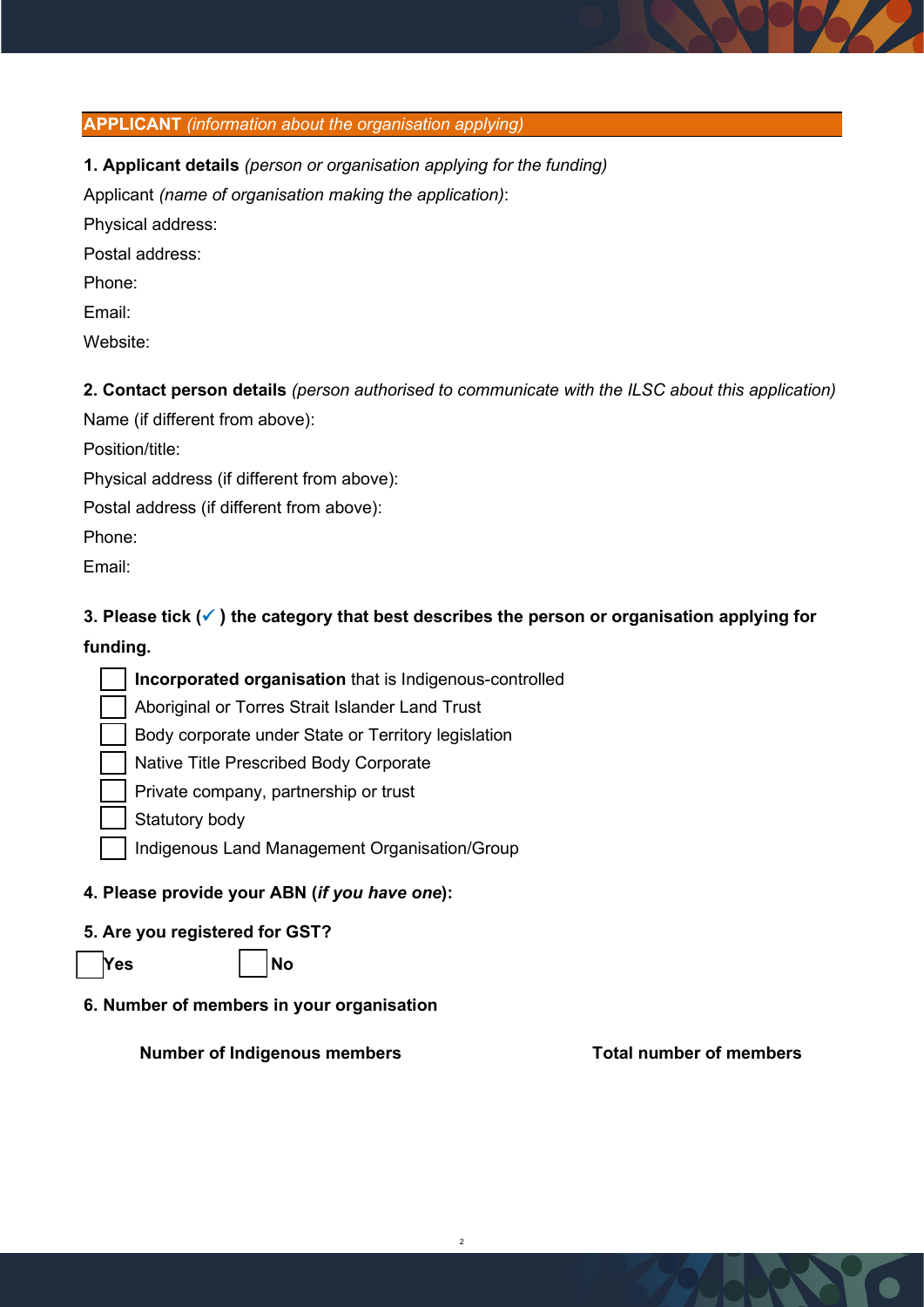## APPLICANT *(information about the organisation applying)*

**1. Applicant details** *(person or organisation applying for the funding)*

Applicant *(name of organisation making the application)*:

Physical address:

Postal address:

Phone:

Email:

Website:

**2. Contact person details** *(person authorised to communicate with the ILSC about this application)*

Name (if different from above):

Position/title:

Physical address (if different from above):

Postal address (if different from above):

Phone:

Email:

**3. Please tick (✓ ) the category that best describes the person or organisation applying for funding.**

- ☐ **Incorporated organisation** that is Indigenous-controlled
- ☐ Aboriginal or Torres Strait Islander Land Trust
- ☐ Body corporate under State or Territory legislation
- ☐ Native Title Prescribed Body Corporate
- ☐ Private company, partnership or trust
- ☐ Statutory body
- ☐ Indigenous Land Management Organisation/Group

**4. Please provide your ABN (*if you have one*):**

**5. Are you registered for GST?**

☐ **Yes** ☐ **No**

**6. Number of members in your organisation**

| Number of Indigenous members | Total number of members |
| --- | --- |
| | |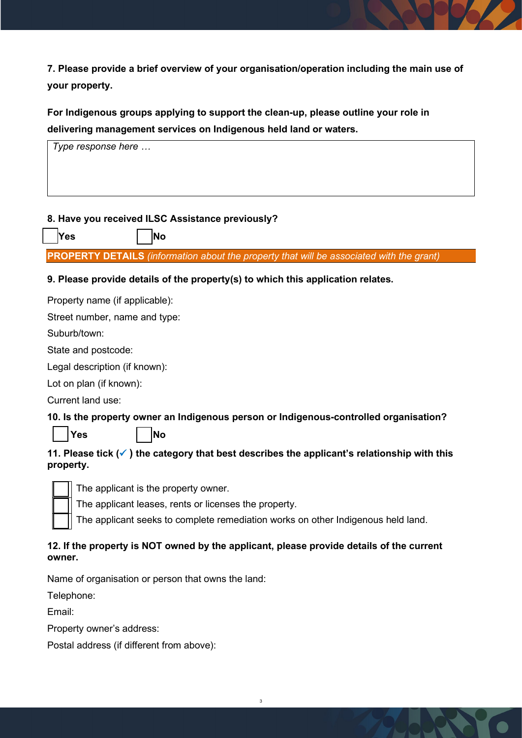**7. Please provide a brief overview of your organisation/operation including the main use of your property.**

**For Indigenous groups applying to support the clean-up, please outline your role in delivering management services on Indigenous held land or waters.**

| *Type response here …* |
|---|
| |

**8. Have you received ILSC Assistance previously?**

☐ **Yes** ☐ **No**

**PROPERTY DETAILS** *(information about the property that will be associated with the grant)*

**9. Please provide details of the property(s) to which this application relates.**

Property name (if applicable):

Street number, name and type:

Suburb/town:

State and postcode:

Legal description (if known):

Lot on plan (if known):

Current land use:

**10. Is the property owner an Indigenous person or Indigenous-controlled organisation?**

☐ **Yes** ☐ **No**

**11. Please tick (✓) the category that best describes the applicant's relationship with this property.**

☐ The applicant is the property owner.

☐ The applicant leases, rents or licenses the property.

☐ The applicant seeks to complete remediation works on other Indigenous held land.

**12. If the property is NOT owned by the applicant, please provide details of the current owner.**

Name of organisation or person that owns the land:

Telephone:

Email:

Property owner's address:

Postal address (if different from above):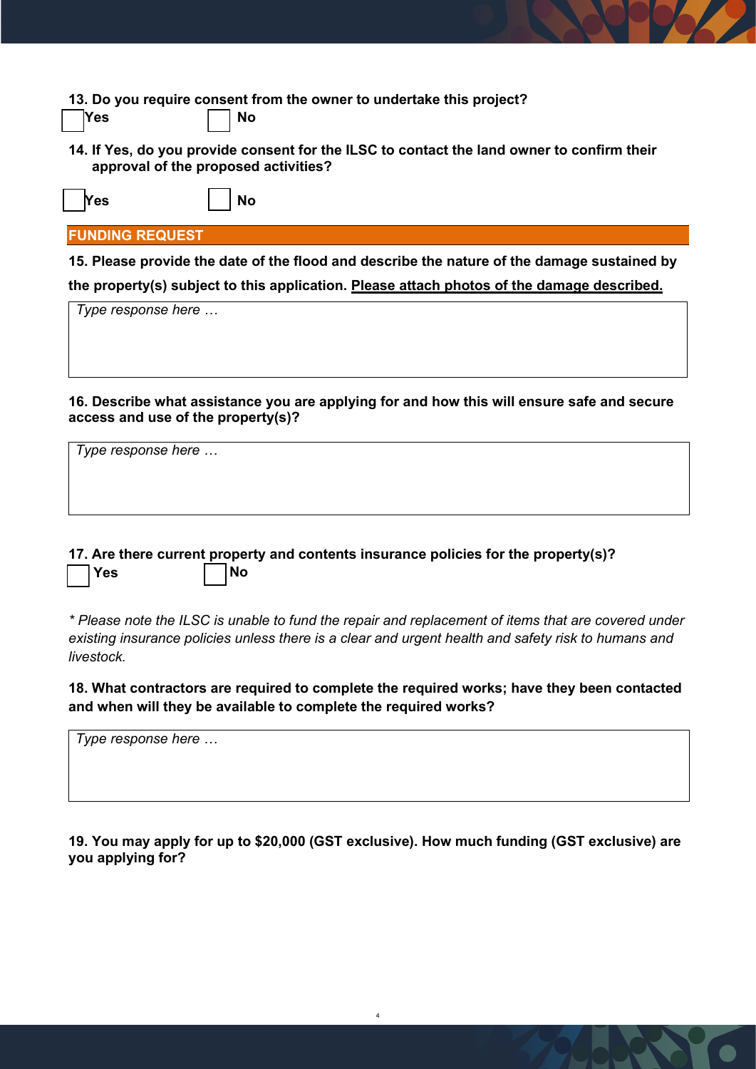**13. Do you require consent from the owner to undertake this project?**

☐ Yes ☐ No

**14. If Yes, do you provide consent for the ILSC to contact the land owner to confirm their approval of the proposed activities?**

☐ Yes ☐ No

## FUNDING REQUEST

**15. Please provide the date of the flood and describe the nature of the damage sustained by the property(s) subject to this application. <u>Please attach photos of the damage described.</u>**

*Type response here …*

**16. Describe what assistance you are applying for and how this will ensure safe and secure access and use of the property(s)?**

*Type response here …*

**17. Are there current property and contents insurance policies for the property(s)?**

☐ Yes ☐ No

*\* Please note the ILSC is unable to fund the repair and replacement of items that are covered under existing insurance policies unless there is a clear and urgent health and safety risk to humans and livestock.*

**18. What contractors are required to complete the required works; have they been contacted and when will they be available to complete the required works?**

*Type response here …*

**19. You may apply for up to $20,000 (GST exclusive). How much funding (GST exclusive) are you applying for?**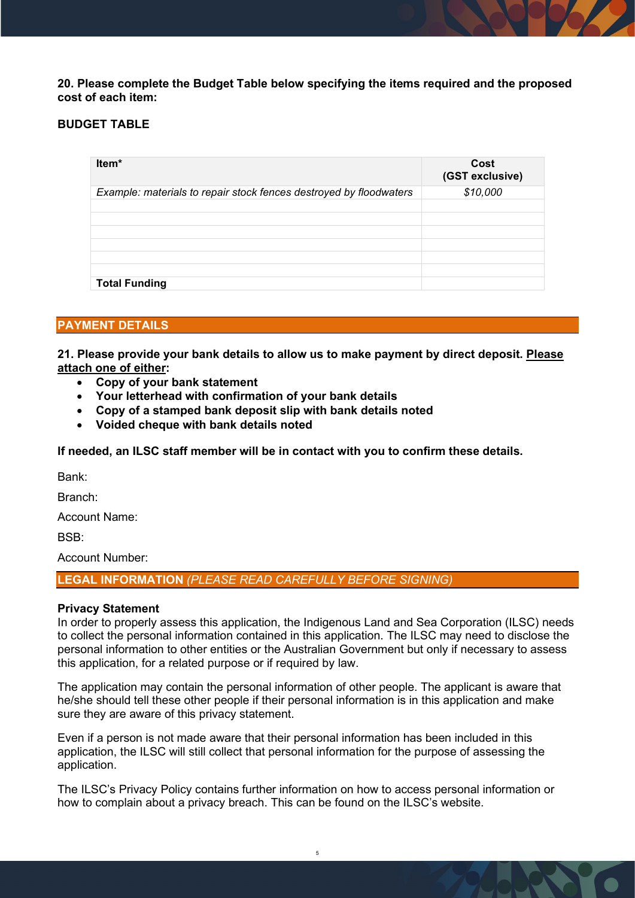**20. Please complete the Budget Table below specifying the items required and the proposed cost of each item:**

**BUDGET TABLE**

| **Item*** | **Cost (GST exclusive)** |
|---|---|
| *Example: materials to repair stock fences destroyed by floodwaters* | *$10,000* |
| | |
| | |
| | |
| | |
| | |
| | |
| **Total Funding** | |

## PAYMENT DETAILS

**21. Please provide your bank details to allow us to make payment by direct deposit. <u>Please attach one of either</u>:**

- **Copy of your bank statement**
- **Your letterhead with confirmation of your bank details**
- **Copy of a stamped bank deposit slip with bank details noted**
- **Voided cheque with bank details noted**

**If needed, an ILSC staff member will be in contact with you to confirm these details.**

Bank:

Branch:

Account Name:

BSB:

Account Number:

## LEGAL INFORMATION *(PLEASE READ CAREFULLY BEFORE SIGNING)*

**Privacy Statement**
In order to properly assess this application, the Indigenous Land and Sea Corporation (ILSC) needs to collect the personal information contained in this application. The ILSC may need to disclose the personal information to other entities or the Australian Government but only if necessary to assess this application, for a related purpose or if required by law.

The application may contain the personal information of other people. The applicant is aware that he/she should tell these other people if their personal information is in this application and make sure they are aware of this privacy statement.

Even if a person is not made aware that their personal information has been included in this application, the ILSC will still collect that personal information for the purpose of assessing the application.

The ILSC's Privacy Policy contains further information on how to access personal information or how to complain about a privacy breach. This can be found on the ILSC's website.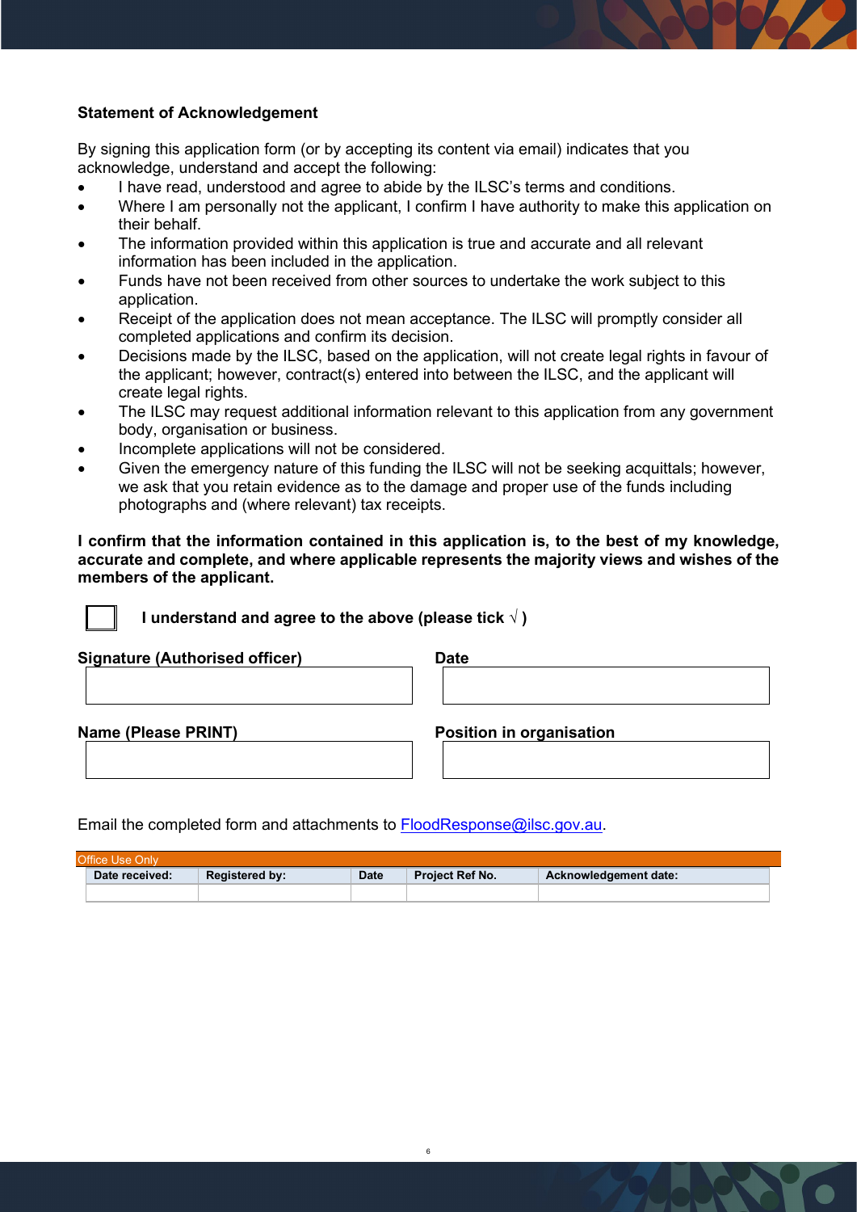**Statement of Acknowledgement**

By signing this application form (or by accepting its content via email) indicates that you acknowledge, understand and accept the following:

- I have read, understood and agree to abide by the ILSC's terms and conditions.
- Where I am personally not the applicant, I confirm I have authority to make this application on their behalf.
- The information provided within this application is true and accurate and all relevant information has been included in the application.
- Funds have not been received from other sources to undertake the work subject to this application.
- Receipt of the application does not mean acceptance. The ILSC will promptly consider all completed applications and confirm its decision.
- Decisions made by the ILSC, based on the application, will not create legal rights in favour of the applicant; however, contract(s) entered into between the ILSC, and the applicant will create legal rights.
- The ILSC may request additional information relevant to this application from any government body, organisation or business.
- Incomplete applications will not be considered.
- Given the emergency nature of this funding the ILSC will not be seeking acquittals; however, we ask that you retain evidence as to the damage and proper use of the funds including photographs and (where relevant) tax receipts.

**I confirm that the information contained in this application is, to the best of my knowledge, accurate and complete, and where applicable represents the majority views and wishes of the members of the applicant.**

☐ **I understand and agree to the above (please tick √ )**

| **Signature (Authorised officer)** | **Date** |
|---|---|
| | |

| **Name (Please PRINT)** | **Position in organisation** |
|---|---|
| | |

Email the completed form and attachments to FloodResponse@ilsc.gov.au.

Office Use Only

| Date received: | Registered by: | Date | Project Ref No. | Acknowledgement date: |
|---|---|---|---|---|
| | | | | |